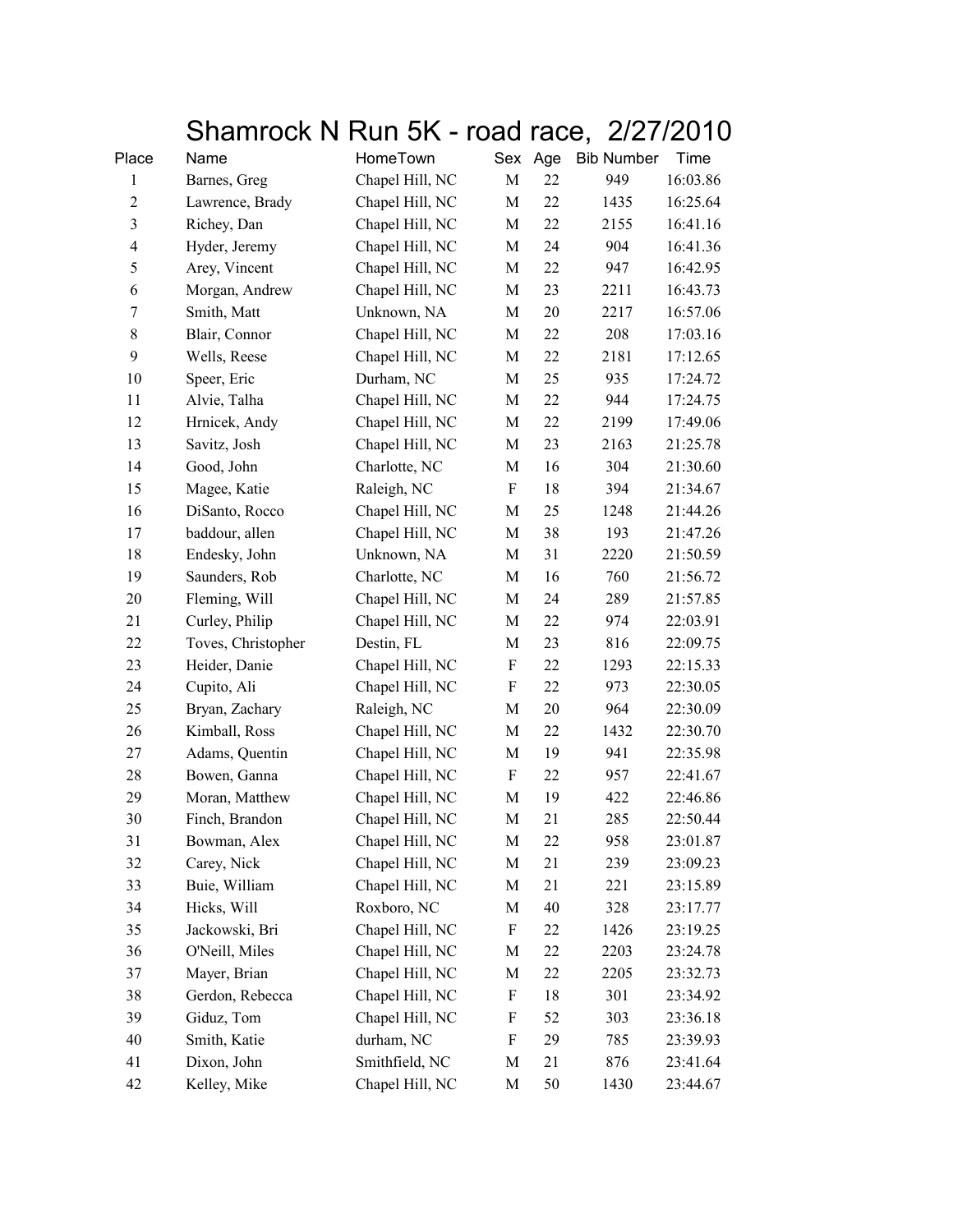# Shamrock N Run 5K - road race, 2/27/2010

| Place | Name | HomeTown | Sex | Age | Bib Number | Time |
|---|---|---|---|---|---|---|
| 1 | Barnes, Greg | Chapel Hill, NC | M | 22 | 949 | 16:03.86 |
| 2 | Lawrence, Brady | Chapel Hill, NC | M | 22 | 1435 | 16:25.64 |
| 3 | Richey, Dan | Chapel Hill, NC | M | 22 | 2155 | 16:41.16 |
| 4 | Hyder, Jeremy | Chapel Hill, NC | M | 24 | 904 | 16:41.36 |
| 5 | Arey, Vincent | Chapel Hill, NC | M | 22 | 947 | 16:42.95 |
| 6 | Morgan, Andrew | Chapel Hill, NC | M | 23 | 2211 | 16:43.73 |
| 7 | Smith, Matt | Unknown, NA | M | 20 | 2217 | 16:57.06 |
| 8 | Blair, Connor | Chapel Hill, NC | M | 22 | 208 | 17:03.16 |
| 9 | Wells, Reese | Chapel Hill, NC | M | 22 | 2181 | 17:12.65 |
| 10 | Speer, Eric | Durham, NC | M | 25 | 935 | 17:24.72 |
| 11 | Alvie, Talha | Chapel Hill, NC | M | 22 | 944 | 17:24.75 |
| 12 | Hrnicek, Andy | Chapel Hill, NC | M | 22 | 2199 | 17:49.06 |
| 13 | Savitz, Josh | Chapel Hill, NC | M | 23 | 2163 | 21:25.78 |
| 14 | Good, John | Charlotte, NC | M | 16 | 304 | 21:30.60 |
| 15 | Magee, Katie | Raleigh, NC | F | 18 | 394 | 21:34.67 |
| 16 | DiSanto, Rocco | Chapel Hill, NC | M | 25 | 1248 | 21:44.26 |
| 17 | baddour, allen | Chapel Hill, NC | M | 38 | 193 | 21:47.26 |
| 18 | Endesky, John | Unknown, NA | M | 31 | 2220 | 21:50.59 |
| 19 | Saunders, Rob | Charlotte, NC | M | 16 | 760 | 21:56.72 |
| 20 | Fleming, Will | Chapel Hill, NC | M | 24 | 289 | 21:57.85 |
| 21 | Curley, Philip | Chapel Hill, NC | M | 22 | 974 | 22:03.91 |
| 22 | Toves, Christopher | Destin, FL | M | 23 | 816 | 22:09.75 |
| 23 | Heider, Danie | Chapel Hill, NC | F | 22 | 1293 | 22:15.33 |
| 24 | Cupito, Ali | Chapel Hill, NC | F | 22 | 973 | 22:30.05 |
| 25 | Bryan, Zachary | Raleigh, NC | M | 20 | 964 | 22:30.09 |
| 26 | Kimball, Ross | Chapel Hill, NC | M | 22 | 1432 | 22:30.70 |
| 27 | Adams, Quentin | Chapel Hill, NC | M | 19 | 941 | 22:35.98 |
| 28 | Bowen, Ganna | Chapel Hill, NC | F | 22 | 957 | 22:41.67 |
| 29 | Moran, Matthew | Chapel Hill, NC | M | 19 | 422 | 22:46.86 |
| 30 | Finch, Brandon | Chapel Hill, NC | M | 21 | 285 | 22:50.44 |
| 31 | Bowman, Alex | Chapel Hill, NC | M | 22 | 958 | 23:01.87 |
| 32 | Carey, Nick | Chapel Hill, NC | M | 21 | 239 | 23:09.23 |
| 33 | Buie, William | Chapel Hill, NC | M | 21 | 221 | 23:15.89 |
| 34 | Hicks, Will | Roxboro, NC | M | 40 | 328 | 23:17.77 |
| 35 | Jackowski, Bri | Chapel Hill, NC | F | 22 | 1426 | 23:19.25 |
| 36 | O'Neill, Miles | Chapel Hill, NC | M | 22 | 2203 | 23:24.78 |
| 37 | Mayer, Brian | Chapel Hill, NC | M | 22 | 2205 | 23:32.73 |
| 38 | Gerdon, Rebecca | Chapel Hill, NC | F | 18 | 301 | 23:34.92 |
| 39 | Giduz, Tom | Chapel Hill, NC | F | 52 | 303 | 23:36.18 |
| 40 | Smith, Katie | durham, NC | F | 29 | 785 | 23:39.93 |
| 41 | Dixon, John | Smithfield, NC | M | 21 | 876 | 23:41.64 |
| 42 | Kelley, Mike | Chapel Hill, NC | M | 50 | 1430 | 23:44.67 |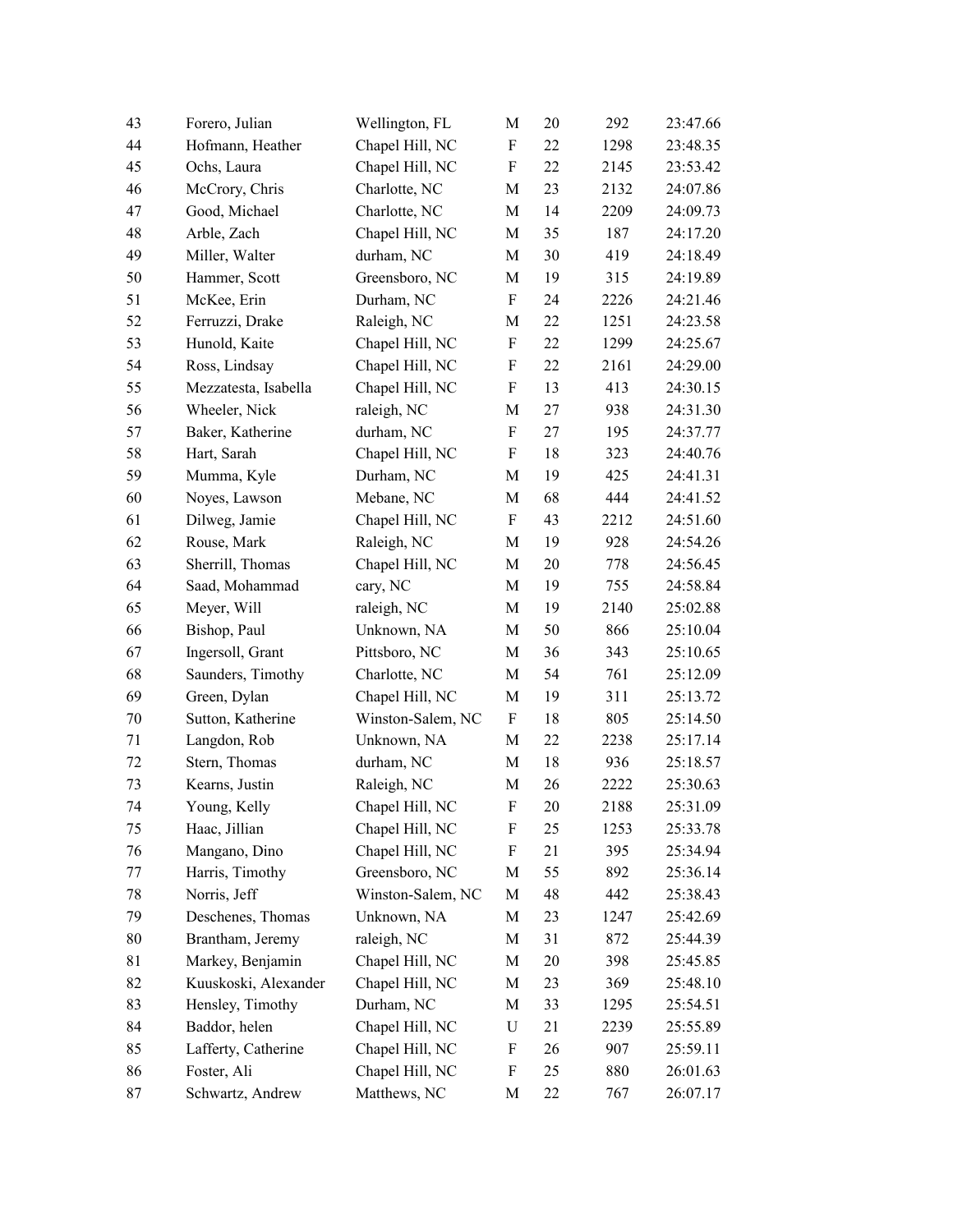| | | | | | | |
|---|---|---|---|---|---|---|
| 43 | Forero, Julian | Wellington, FL | M | 20 | 292 | 23:47.66 |
| 44 | Hofmann, Heather | Chapel Hill, NC | F | 22 | 1298 | 23:48.35 |
| 45 | Ochs, Laura | Chapel Hill, NC | F | 22 | 2145 | 23:53.42 |
| 46 | McCrory, Chris | Charlotte, NC | M | 23 | 2132 | 24:07.86 |
| 47 | Good, Michael | Charlotte, NC | M | 14 | 2209 | 24:09.73 |
| 48 | Arble, Zach | Chapel Hill, NC | M | 35 | 187 | 24:17.20 |
| 49 | Miller, Walter | durham, NC | M | 30 | 419 | 24:18.49 |
| 50 | Hammer, Scott | Greensboro, NC | M | 19 | 315 | 24:19.89 |
| 51 | McKee, Erin | Durham, NC | F | 24 | 2226 | 24:21.46 |
| 52 | Ferruzzi, Drake | Raleigh, NC | M | 22 | 1251 | 24:23.58 |
| 53 | Hunold, Kaite | Chapel Hill, NC | F | 22 | 1299 | 24:25.67 |
| 54 | Ross, Lindsay | Chapel Hill, NC | F | 22 | 2161 | 24:29.00 |
| 55 | Mezzatesta, Isabella | Chapel Hill, NC | F | 13 | 413 | 24:30.15 |
| 56 | Wheeler, Nick | raleigh, NC | M | 27 | 938 | 24:31.30 |
| 57 | Baker, Katherine | durham, NC | F | 27 | 195 | 24:37.77 |
| 58 | Hart, Sarah | Chapel Hill, NC | F | 18 | 323 | 24:40.76 |
| 59 | Mumma, Kyle | Durham, NC | M | 19 | 425 | 24:41.31 |
| 60 | Noyes, Lawson | Mebane, NC | M | 68 | 444 | 24:41.52 |
| 61 | Dilweg, Jamie | Chapel Hill, NC | F | 43 | 2212 | 24:51.60 |
| 62 | Rouse, Mark | Raleigh, NC | M | 19 | 928 | 24:54.26 |
| 63 | Sherrill, Thomas | Chapel Hill, NC | M | 20 | 778 | 24:56.45 |
| 64 | Saad, Mohammad | cary, NC | M | 19 | 755 | 24:58.84 |
| 65 | Meyer, Will | raleigh, NC | M | 19 | 2140 | 25:02.88 |
| 66 | Bishop, Paul | Unknown, NA | M | 50 | 866 | 25:10.04 |
| 67 | Ingersoll, Grant | Pittsboro, NC | M | 36 | 343 | 25:10.65 |
| 68 | Saunders, Timothy | Charlotte, NC | M | 54 | 761 | 25:12.09 |
| 69 | Green, Dylan | Chapel Hill, NC | M | 19 | 311 | 25:13.72 |
| 70 | Sutton, Katherine | Winston-Salem, NC | F | 18 | 805 | 25:14.50 |
| 71 | Langdon, Rob | Unknown, NA | M | 22 | 2238 | 25:17.14 |
| 72 | Stern, Thomas | durham, NC | M | 18 | 936 | 25:18.57 |
| 73 | Kearns, Justin | Raleigh, NC | M | 26 | 2222 | 25:30.63 |
| 74 | Young, Kelly | Chapel Hill, NC | F | 20 | 2188 | 25:31.09 |
| 75 | Haac, Jillian | Chapel Hill, NC | F | 25 | 1253 | 25:33.78 |
| 76 | Mangano, Dino | Chapel Hill, NC | F | 21 | 395 | 25:34.94 |
| 77 | Harris, Timothy | Greensboro, NC | M | 55 | 892 | 25:36.14 |
| 78 | Norris, Jeff | Winston-Salem, NC | M | 48 | 442 | 25:38.43 |
| 79 | Deschenes, Thomas | Unknown, NA | M | 23 | 1247 | 25:42.69 |
| 80 | Brantham, Jeremy | raleigh, NC | M | 31 | 872 | 25:44.39 |
| 81 | Markey, Benjamin | Chapel Hill, NC | M | 20 | 398 | 25:45.85 |
| 82 | Kuuskoski, Alexander | Chapel Hill, NC | M | 23 | 369 | 25:48.10 |
| 83 | Hensley, Timothy | Durham, NC | M | 33 | 1295 | 25:54.51 |
| 84 | Baddor, helen | Chapel Hill, NC | U | 21 | 2239 | 25:55.89 |
| 85 | Lafferty, Catherine | Chapel Hill, NC | F | 26 | 907 | 25:59.11 |
| 86 | Foster, Ali | Chapel Hill, NC | F | 25 | 880 | 26:01.63 |
| 87 | Schwartz, Andrew | Matthews, NC | M | 22 | 767 | 26:07.17 |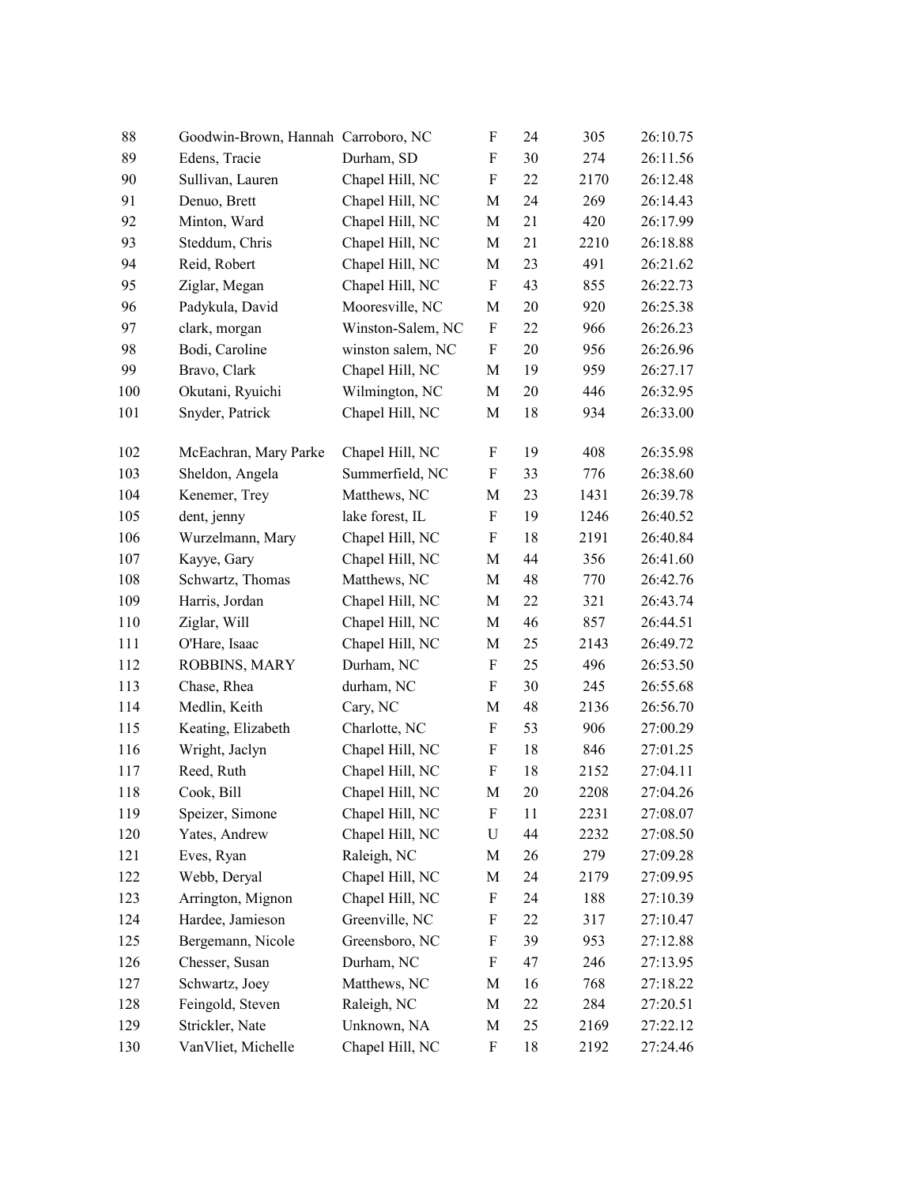| | | | | | | |
|---|---|---|---|---|---|---|
| 88 | Goodwin-Brown, Hannah | Carroboro, NC | F | 24 | 305 | 26:10.75 |
| 89 | Edens, Tracie | Durham, SD | F | 30 | 274 | 26:11.56 |
| 90 | Sullivan, Lauren | Chapel Hill, NC | F | 22 | 2170 | 26:12.48 |
| 91 | Denuo, Brett | Chapel Hill, NC | M | 24 | 269 | 26:14.43 |
| 92 | Minton, Ward | Chapel Hill, NC | M | 21 | 420 | 26:17.99 |
| 93 | Steddum, Chris | Chapel Hill, NC | M | 21 | 2210 | 26:18.88 |
| 94 | Reid, Robert | Chapel Hill, NC | M | 23 | 491 | 26:21.62 |
| 95 | Ziglar, Megan | Chapel Hill, NC | F | 43 | 855 | 26:22.73 |
| 96 | Padykula, David | Mooresville, NC | M | 20 | 920 | 26:25.38 |
| 97 | clark, morgan | Winston-Salem, NC | F | 22 | 966 | 26:26.23 |
| 98 | Bodi, Caroline | winston salem, NC | F | 20 | 956 | 26:26.96 |
| 99 | Bravo, Clark | Chapel Hill, NC | M | 19 | 959 | 26:27.17 |
| 100 | Okutani, Ryuichi | Wilmington, NC | M | 20 | 446 | 26:32.95 |
| 101 | Snyder, Patrick | Chapel Hill, NC | M | 18 | 934 | 26:33.00 |
| 102 | McEachran, Mary Parke | Chapel Hill, NC | F | 19 | 408 | 26:35.98 |
| 103 | Sheldon, Angela | Summerfield, NC | F | 33 | 776 | 26:38.60 |
| 104 | Kenemer, Trey | Matthews, NC | M | 23 | 1431 | 26:39.78 |
| 105 | dent, jenny | lake forest, IL | F | 19 | 1246 | 26:40.52 |
| 106 | Wurzelmann, Mary | Chapel Hill, NC | F | 18 | 2191 | 26:40.84 |
| 107 | Kayye, Gary | Chapel Hill, NC | M | 44 | 356 | 26:41.60 |
| 108 | Schwartz, Thomas | Matthews, NC | M | 48 | 770 | 26:42.76 |
| 109 | Harris, Jordan | Chapel Hill, NC | M | 22 | 321 | 26:43.74 |
| 110 | Ziglar, Will | Chapel Hill, NC | M | 46 | 857 | 26:44.51 |
| 111 | O'Hare, Isaac | Chapel Hill, NC | M | 25 | 2143 | 26:49.72 |
| 112 | ROBBINS, MARY | Durham, NC | F | 25 | 496 | 26:53.50 |
| 113 | Chase, Rhea | durham, NC | F | 30 | 245 | 26:55.68 |
| 114 | Medlin, Keith | Cary, NC | M | 48 | 2136 | 26:56.70 |
| 115 | Keating, Elizabeth | Charlotte, NC | F | 53 | 906 | 27:00.29 |
| 116 | Wright, Jaclyn | Chapel Hill, NC | F | 18 | 846 | 27:01.25 |
| 117 | Reed, Ruth | Chapel Hill, NC | F | 18 | 2152 | 27:04.11 |
| 118 | Cook, Bill | Chapel Hill, NC | M | 20 | 2208 | 27:04.26 |
| 119 | Speizer, Simone | Chapel Hill, NC | F | 11 | 2231 | 27:08.07 |
| 120 | Yates, Andrew | Chapel Hill, NC | U | 44 | 2232 | 27:08.50 |
| 121 | Eves, Ryan | Raleigh, NC | M | 26 | 279 | 27:09.28 |
| 122 | Webb, Deryal | Chapel Hill, NC | M | 24 | 2179 | 27:09.95 |
| 123 | Arrington, Mignon | Chapel Hill, NC | F | 24 | 188 | 27:10.39 |
| 124 | Hardee, Jamieson | Greenville, NC | F | 22 | 317 | 27:10.47 |
| 125 | Bergemann, Nicole | Greensboro, NC | F | 39 | 953 | 27:12.88 |
| 126 | Chesser, Susan | Durham, NC | F | 47 | 246 | 27:13.95 |
| 127 | Schwartz, Joey | Matthews, NC | M | 16 | 768 | 27:18.22 |
| 128 | Feingold, Steven | Raleigh, NC | M | 22 | 284 | 27:20.51 |
| 129 | Strickler, Nate | Unknown, NA | M | 25 | 2169 | 27:22.12 |
| 130 | VanVliet, Michelle | Chapel Hill, NC | F | 18 | 2192 | 27:24.46 |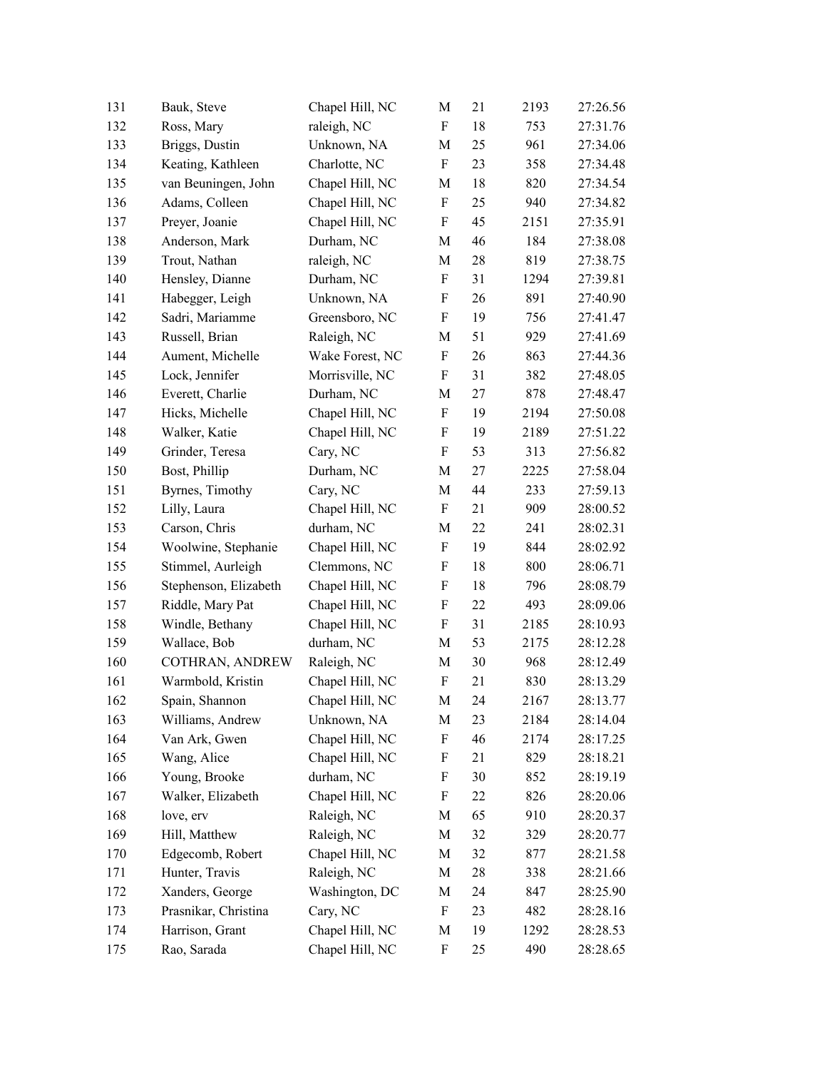| | | | | | | |
|---|---|---|---|---|---|---|
| 131 | Bauk, Steve | Chapel Hill, NC | M | 21 | 2193 | 27:26.56 |
| 132 | Ross, Mary | raleigh, NC | F | 18 | 753 | 27:31.76 |
| 133 | Briggs, Dustin | Unknown, NA | M | 25 | 961 | 27:34.06 |
| 134 | Keating, Kathleen | Charlotte, NC | F | 23 | 358 | 27:34.48 |
| 135 | van Beuningen, John | Chapel Hill, NC | M | 18 | 820 | 27:34.54 |
| 136 | Adams, Colleen | Chapel Hill, NC | F | 25 | 940 | 27:34.82 |
| 137 | Preyer, Joanie | Chapel Hill, NC | F | 45 | 2151 | 27:35.91 |
| 138 | Anderson, Mark | Durham, NC | M | 46 | 184 | 27:38.08 |
| 139 | Trout, Nathan | raleigh, NC | M | 28 | 819 | 27:38.75 |
| 140 | Hensley, Dianne | Durham, NC | F | 31 | 1294 | 27:39.81 |
| 141 | Habegger, Leigh | Unknown, NA | F | 26 | 891 | 27:40.90 |
| 142 | Sadri, Mariamme | Greensboro, NC | F | 19 | 756 | 27:41.47 |
| 143 | Russell, Brian | Raleigh, NC | M | 51 | 929 | 27:41.69 |
| 144 | Aument, Michelle | Wake Forest, NC | F | 26 | 863 | 27:44.36 |
| 145 | Lock, Jennifer | Morrisville, NC | F | 31 | 382 | 27:48.05 |
| 146 | Everett, Charlie | Durham, NC | M | 27 | 878 | 27:48.47 |
| 147 | Hicks, Michelle | Chapel Hill, NC | F | 19 | 2194 | 27:50.08 |
| 148 | Walker, Katie | Chapel Hill, NC | F | 19 | 2189 | 27:51.22 |
| 149 | Grinder, Teresa | Cary, NC | F | 53 | 313 | 27:56.82 |
| 150 | Bost, Phillip | Durham, NC | M | 27 | 2225 | 27:58.04 |
| 151 | Byrnes, Timothy | Cary, NC | M | 44 | 233 | 27:59.13 |
| 152 | Lilly, Laura | Chapel Hill, NC | F | 21 | 909 | 28:00.52 |
| 153 | Carson, Chris | durham, NC | M | 22 | 241 | 28:02.31 |
| 154 | Woolwine, Stephanie | Chapel Hill, NC | F | 19 | 844 | 28:02.92 |
| 155 | Stimmel, Aurleigh | Clemmons, NC | F | 18 | 800 | 28:06.71 |
| 156 | Stephenson, Elizabeth | Chapel Hill, NC | F | 18 | 796 | 28:08.79 |
| 157 | Riddle, Mary Pat | Chapel Hill, NC | F | 22 | 493 | 28:09.06 |
| 158 | Windle, Bethany | Chapel Hill, NC | F | 31 | 2185 | 28:10.93 |
| 159 | Wallace, Bob | durham, NC | M | 53 | 2175 | 28:12.28 |
| 160 | COTHRAN, ANDREW | Raleigh, NC | M | 30 | 968 | 28:12.49 |
| 161 | Warmbold, Kristin | Chapel Hill, NC | F | 21 | 830 | 28:13.29 |
| 162 | Spain, Shannon | Chapel Hill, NC | M | 24 | 2167 | 28:13.77 |
| 163 | Williams, Andrew | Unknown, NA | M | 23 | 2184 | 28:14.04 |
| 164 | Van Ark, Gwen | Chapel Hill, NC | F | 46 | 2174 | 28:17.25 |
| 165 | Wang, Alice | Chapel Hill, NC | F | 21 | 829 | 28:18.21 |
| 166 | Young, Brooke | durham, NC | F | 30 | 852 | 28:19.19 |
| 167 | Walker, Elizabeth | Chapel Hill, NC | F | 22 | 826 | 28:20.06 |
| 168 | love, erv | Raleigh, NC | M | 65 | 910 | 28:20.37 |
| 169 | Hill, Matthew | Raleigh, NC | M | 32 | 329 | 28:20.77 |
| 170 | Edgecomb, Robert | Chapel Hill, NC | M | 32 | 877 | 28:21.58 |
| 171 | Hunter, Travis | Raleigh, NC | M | 28 | 338 | 28:21.66 |
| 172 | Xanders, George | Washington, DC | M | 24 | 847 | 28:25.90 |
| 173 | Prasnikar, Christina | Cary, NC | F | 23 | 482 | 28:28.16 |
| 174 | Harrison, Grant | Chapel Hill, NC | M | 19 | 1292 | 28:28.53 |
| 175 | Rao, Sarada | Chapel Hill, NC | F | 25 | 490 | 28:28.65 |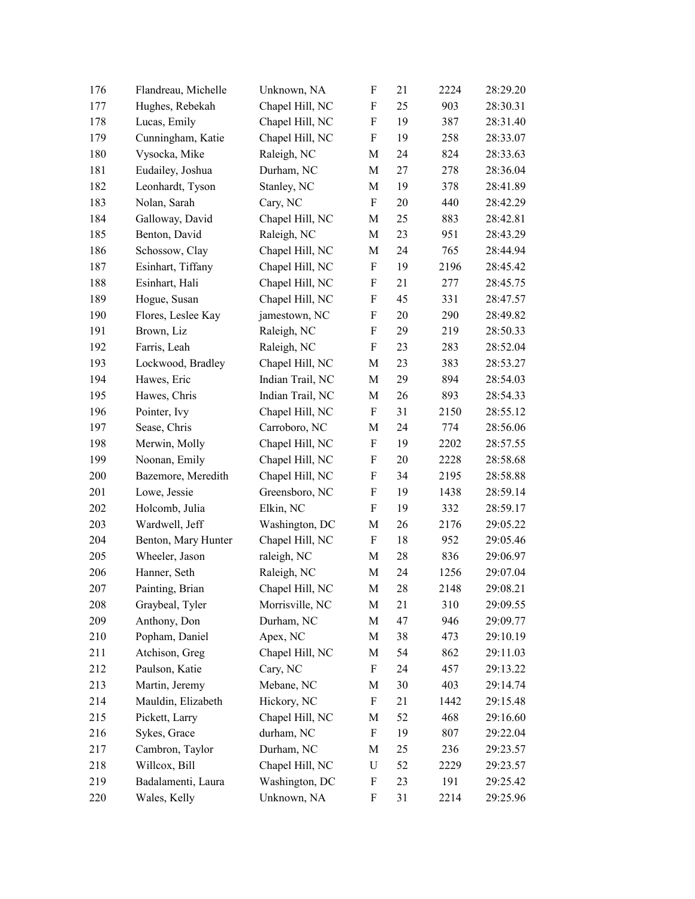| | | | | | | |
|---|---|---|---|---|---|---|
| 176 | Flandreau, Michelle | Unknown, NA | F | 21 | 2224 | 28:29.20 |
| 177 | Hughes, Rebekah | Chapel Hill, NC | F | 25 | 903 | 28:30.31 |
| 178 | Lucas, Emily | Chapel Hill, NC | F | 19 | 387 | 28:31.40 |
| 179 | Cunningham, Katie | Chapel Hill, NC | F | 19 | 258 | 28:33.07 |
| 180 | Vysocka, Mike | Raleigh, NC | M | 24 | 824 | 28:33.63 |
| 181 | Eudailey, Joshua | Durham, NC | M | 27 | 278 | 28:36.04 |
| 182 | Leonhardt, Tyson | Stanley, NC | M | 19 | 378 | 28:41.89 |
| 183 | Nolan, Sarah | Cary, NC | F | 20 | 440 | 28:42.29 |
| 184 | Galloway, David | Chapel Hill, NC | M | 25 | 883 | 28:42.81 |
| 185 | Benton, David | Raleigh, NC | M | 23 | 951 | 28:43.29 |
| 186 | Schossow, Clay | Chapel Hill, NC | M | 24 | 765 | 28:44.94 |
| 187 | Esinhart, Tiffany | Chapel Hill, NC | F | 19 | 2196 | 28:45.42 |
| 188 | Esinhart, Hali | Chapel Hill, NC | F | 21 | 277 | 28:45.75 |
| 189 | Hogue, Susan | Chapel Hill, NC | F | 45 | 331 | 28:47.57 |
| 190 | Flores, Leslee Kay | jamestown, NC | F | 20 | 290 | 28:49.82 |
| 191 | Brown, Liz | Raleigh, NC | F | 29 | 219 | 28:50.33 |
| 192 | Farris, Leah | Raleigh, NC | F | 23 | 283 | 28:52.04 |
| 193 | Lockwood, Bradley | Chapel Hill, NC | M | 23 | 383 | 28:53.27 |
| 194 | Hawes, Eric | Indian Trail, NC | M | 29 | 894 | 28:54.03 |
| 195 | Hawes, Chris | Indian Trail, NC | M | 26 | 893 | 28:54.33 |
| 196 | Pointer, Ivy | Chapel Hill, NC | F | 31 | 2150 | 28:55.12 |
| 197 | Sease, Chris | Carroboro, NC | M | 24 | 774 | 28:56.06 |
| 198 | Merwin, Molly | Chapel Hill, NC | F | 19 | 2202 | 28:57.55 |
| 199 | Noonan, Emily | Chapel Hill, NC | F | 20 | 2228 | 28:58.68 |
| 200 | Bazemore, Meredith | Chapel Hill, NC | F | 34 | 2195 | 28:58.88 |
| 201 | Lowe, Jessie | Greensboro, NC | F | 19 | 1438 | 28:59.14 |
| 202 | Holcomb, Julia | Elkin, NC | F | 19 | 332 | 28:59.17 |
| 203 | Wardwell, Jeff | Washington, DC | M | 26 | 2176 | 29:05.22 |
| 204 | Benton, Mary Hunter | Chapel Hill, NC | F | 18 | 952 | 29:05.46 |
| 205 | Wheeler, Jason | raleigh, NC | M | 28 | 836 | 29:06.97 |
| 206 | Hanner, Seth | Raleigh, NC | M | 24 | 1256 | 29:07.04 |
| 207 | Painting, Brian | Chapel Hill, NC | M | 28 | 2148 | 29:08.21 |
| 208 | Graybeal, Tyler | Morrisville, NC | M | 21 | 310 | 29:09.55 |
| 209 | Anthony, Don | Durham, NC | M | 47 | 946 | 29:09.77 |
| 210 | Popham, Daniel | Apex, NC | M | 38 | 473 | 29:10.19 |
| 211 | Atchison, Greg | Chapel Hill, NC | M | 54 | 862 | 29:11.03 |
| 212 | Paulson, Katie | Cary, NC | F | 24 | 457 | 29:13.22 |
| 213 | Martin, Jeremy | Mebane, NC | M | 30 | 403 | 29:14.74 |
| 214 | Mauldin, Elizabeth | Hickory, NC | F | 21 | 1442 | 29:15.48 |
| 215 | Pickett, Larry | Chapel Hill, NC | M | 52 | 468 | 29:16.60 |
| 216 | Sykes, Grace | durham, NC | F | 19 | 807 | 29:22.04 |
| 217 | Cambron, Taylor | Durham, NC | M | 25 | 236 | 29:23.57 |
| 218 | Willcox, Bill | Chapel Hill, NC | U | 52 | 2229 | 29:23.57 |
| 219 | Badalamenti, Laura | Washington, DC | F | 23 | 191 | 29:25.42 |
| 220 | Wales, Kelly | Unknown, NA | F | 31 | 2214 | 29:25.96 |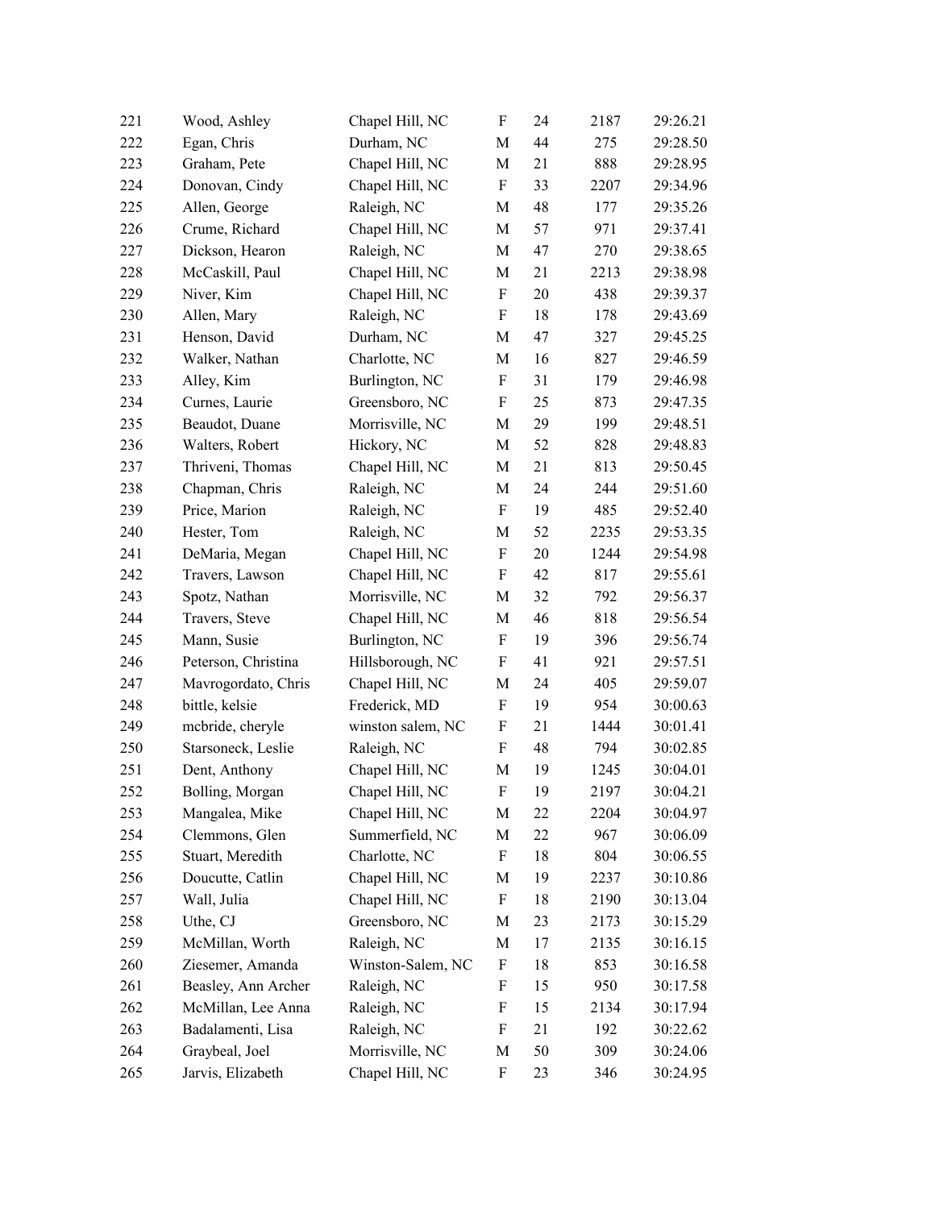| | | | | | | |
|---|---|---|---|---|---|---|
| 221 | Wood, Ashley | Chapel Hill, NC | F | 24 | 2187 | 29:26.21 |
| 222 | Egan, Chris | Durham, NC | M | 44 | 275 | 29:28.50 |
| 223 | Graham, Pete | Chapel Hill, NC | M | 21 | 888 | 29:28.95 |
| 224 | Donovan, Cindy | Chapel Hill, NC | F | 33 | 2207 | 29:34.96 |
| 225 | Allen, George | Raleigh, NC | M | 48 | 177 | 29:35.26 |
| 226 | Crume, Richard | Chapel Hill, NC | M | 57 | 971 | 29:37.41 |
| 227 | Dickson, Hearon | Raleigh, NC | M | 47 | 270 | 29:38.65 |
| 228 | McCaskill, Paul | Chapel Hill, NC | M | 21 | 2213 | 29:38.98 |
| 229 | Niver, Kim | Chapel Hill, NC | F | 20 | 438 | 29:39.37 |
| 230 | Allen, Mary | Raleigh, NC | F | 18 | 178 | 29:43.69 |
| 231 | Henson, David | Durham, NC | M | 47 | 327 | 29:45.25 |
| 232 | Walker, Nathan | Charlotte, NC | M | 16 | 827 | 29:46.59 |
| 233 | Alley, Kim | Burlington, NC | F | 31 | 179 | 29:46.98 |
| 234 | Curnes, Laurie | Greensboro, NC | F | 25 | 873 | 29:47.35 |
| 235 | Beaudot, Duane | Morrisville, NC | M | 29 | 199 | 29:48.51 |
| 236 | Walters, Robert | Hickory, NC | M | 52 | 828 | 29:48.83 |
| 237 | Thriveni, Thomas | Chapel Hill, NC | M | 21 | 813 | 29:50.45 |
| 238 | Chapman, Chris | Raleigh, NC | M | 24 | 244 | 29:51.60 |
| 239 | Price, Marion | Raleigh, NC | F | 19 | 485 | 29:52.40 |
| 240 | Hester, Tom | Raleigh, NC | M | 52 | 2235 | 29:53.35 |
| 241 | DeMaria, Megan | Chapel Hill, NC | F | 20 | 1244 | 29:54.98 |
| 242 | Travers, Lawson | Chapel Hill, NC | F | 42 | 817 | 29:55.61 |
| 243 | Spotz, Nathan | Morrisville, NC | M | 32 | 792 | 29:56.37 |
| 244 | Travers, Steve | Chapel Hill, NC | M | 46 | 818 | 29:56.54 |
| 245 | Mann, Susie | Burlington, NC | F | 19 | 396 | 29:56.74 |
| 246 | Peterson, Christina | Hillsborough, NC | F | 41 | 921 | 29:57.51 |
| 247 | Mavrogordato, Chris | Chapel Hill, NC | M | 24 | 405 | 29:59.07 |
| 248 | bittle, kelsie | Frederick, MD | F | 19 | 954 | 30:00.63 |
| 249 | mcbride, cheryle | winston salem, NC | F | 21 | 1444 | 30:01.41 |
| 250 | Starsoneck, Leslie | Raleigh, NC | F | 48 | 794 | 30:02.85 |
| 251 | Dent, Anthony | Chapel Hill, NC | M | 19 | 1245 | 30:04.01 |
| 252 | Bolling, Morgan | Chapel Hill, NC | F | 19 | 2197 | 30:04.21 |
| 253 | Mangalea, Mike | Chapel Hill, NC | M | 22 | 2204 | 30:04.97 |
| 254 | Clemmons, Glen | Summerfield, NC | M | 22 | 967 | 30:06.09 |
| 255 | Stuart, Meredith | Charlotte, NC | F | 18 | 804 | 30:06.55 |
| 256 | Doucutte, Catlin | Chapel Hill, NC | M | 19 | 2237 | 30:10.86 |
| 257 | Wall, Julia | Chapel Hill, NC | F | 18 | 2190 | 30:13.04 |
| 258 | Uthe, CJ | Greensboro, NC | M | 23 | 2173 | 30:15.29 |
| 259 | McMillan, Worth | Raleigh, NC | M | 17 | 2135 | 30:16.15 |
| 260 | Ziesemer, Amanda | Winston-Salem, NC | F | 18 | 853 | 30:16.58 |
| 261 | Beasley, Ann Archer | Raleigh, NC | F | 15 | 950 | 30:17.58 |
| 262 | McMillan, Lee Anna | Raleigh, NC | F | 15 | 2134 | 30:17.94 |
| 263 | Badalamenti, Lisa | Raleigh, NC | F | 21 | 192 | 30:22.62 |
| 264 | Graybeal, Joel | Morrisville, NC | M | 50 | 309 | 30:24.06 |
| 265 | Jarvis, Elizabeth | Chapel Hill, NC | F | 23 | 346 | 30:24.95 |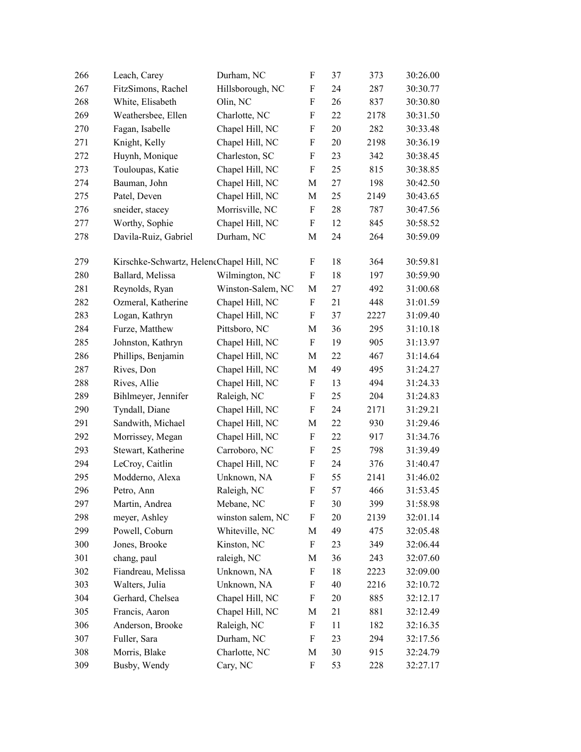| | | | | | | |
|---|---|---|---|---|---|---|
| 266 | Leach, Carey | Durham, NC | F | 37 | 373 | 30:26.00 |
| 267 | FitzSimons, Rachel | Hillsborough, NC | F | 24 | 287 | 30:30.77 |
| 268 | White, Elisabeth | Olin, NC | F | 26 | 837 | 30:30.80 |
| 269 | Weathersbee, Ellen | Charlotte, NC | F | 22 | 2178 | 30:31.50 |
| 270 | Fagan, Isabelle | Chapel Hill, NC | F | 20 | 282 | 30:33.48 |
| 271 | Knight, Kelly | Chapel Hill, NC | F | 20 | 2198 | 30:36.19 |
| 272 | Huynh, Monique | Charleston, SC | F | 23 | 342 | 30:38.45 |
| 273 | Touloupas, Katie | Chapel Hill, NC | F | 25 | 815 | 30:38.85 |
| 274 | Bauman, John | Chapel Hill, NC | M | 27 | 198 | 30:42.50 |
| 275 | Patel, Deven | Chapel Hill, NC | M | 25 | 2149 | 30:43.65 |
| 276 | sneider, stacey | Morrisville, NC | F | 28 | 787 | 30:47.56 |
| 277 | Worthy, Sophie | Chapel Hill, NC | F | 12 | 845 | 30:58.52 |
| 278 | Davila-Ruiz, Gabriel | Durham, NC | M | 24 | 264 | 30:59.09 |
| 279 | Kirschke-Schwartz, Helene | Chapel Hill, NC | F | 18 | 364 | 30:59.81 |
| 280 | Ballard, Melissa | Wilmington, NC | F | 18 | 197 | 30:59.90 |
| 281 | Reynolds, Ryan | Winston-Salem, NC | M | 27 | 492 | 31:00.68 |
| 282 | Ozmeral, Katherine | Chapel Hill, NC | F | 21 | 448 | 31:01.59 |
| 283 | Logan, Kathryn | Chapel Hill, NC | F | 37 | 2227 | 31:09.40 |
| 284 | Furze, Matthew | Pittsboro, NC | M | 36 | 295 | 31:10.18 |
| 285 | Johnston, Kathryn | Chapel Hill, NC | F | 19 | 905 | 31:13.97 |
| 286 | Phillips, Benjamin | Chapel Hill, NC | M | 22 | 467 | 31:14.64 |
| 287 | Rives, Don | Chapel Hill, NC | M | 49 | 495 | 31:24.27 |
| 288 | Rives, Allie | Chapel Hill, NC | F | 13 | 494 | 31:24.33 |
| 289 | Bihlmeyer, Jennifer | Raleigh, NC | F | 25 | 204 | 31:24.83 |
| 290 | Tyndall, Diane | Chapel Hill, NC | F | 24 | 2171 | 31:29.21 |
| 291 | Sandwith, Michael | Chapel Hill, NC | M | 22 | 930 | 31:29.46 |
| 292 | Morrissey, Megan | Chapel Hill, NC | F | 22 | 917 | 31:34.76 |
| 293 | Stewart, Katherine | Carroboro, NC | F | 25 | 798 | 31:39.49 |
| 294 | LeCroy, Caitlin | Chapel Hill, NC | F | 24 | 376 | 31:40.47 |
| 295 | Modderno, Alexa | Unknown, NA | F | 55 | 2141 | 31:46.02 |
| 296 | Petro, Ann | Raleigh, NC | F | 57 | 466 | 31:53.45 |
| 297 | Martin, Andrea | Mebane, NC | F | 30 | 399 | 31:58.98 |
| 298 | meyer, Ashley | winston salem, NC | F | 20 | 2139 | 32:01.14 |
| 299 | Powell, Coburn | Whiteville, NC | M | 49 | 475 | 32:05.48 |
| 300 | Jones, Brooke | Kinston, NC | F | 23 | 349 | 32:06.44 |
| 301 | chang, paul | raleigh, NC | M | 36 | 243 | 32:07.60 |
| 302 | Fiandreau, Melissa | Unknown, NA | F | 18 | 2223 | 32:09.00 |
| 303 | Walters, Julia | Unknown, NA | F | 40 | 2216 | 32:10.72 |
| 304 | Gerhard, Chelsea | Chapel Hill, NC | F | 20 | 885 | 32:12.17 |
| 305 | Francis, Aaron | Chapel Hill, NC | M | 21 | 881 | 32:12.49 |
| 306 | Anderson, Brooke | Raleigh, NC | F | 11 | 182 | 32:16.35 |
| 307 | Fuller, Sara | Durham, NC | F | 23 | 294 | 32:17.56 |
| 308 | Morris, Blake | Charlotte, NC | M | 30 | 915 | 32:24.79 |
| 309 | Busby, Wendy | Cary, NC | F | 53 | 228 | 32:27.17 |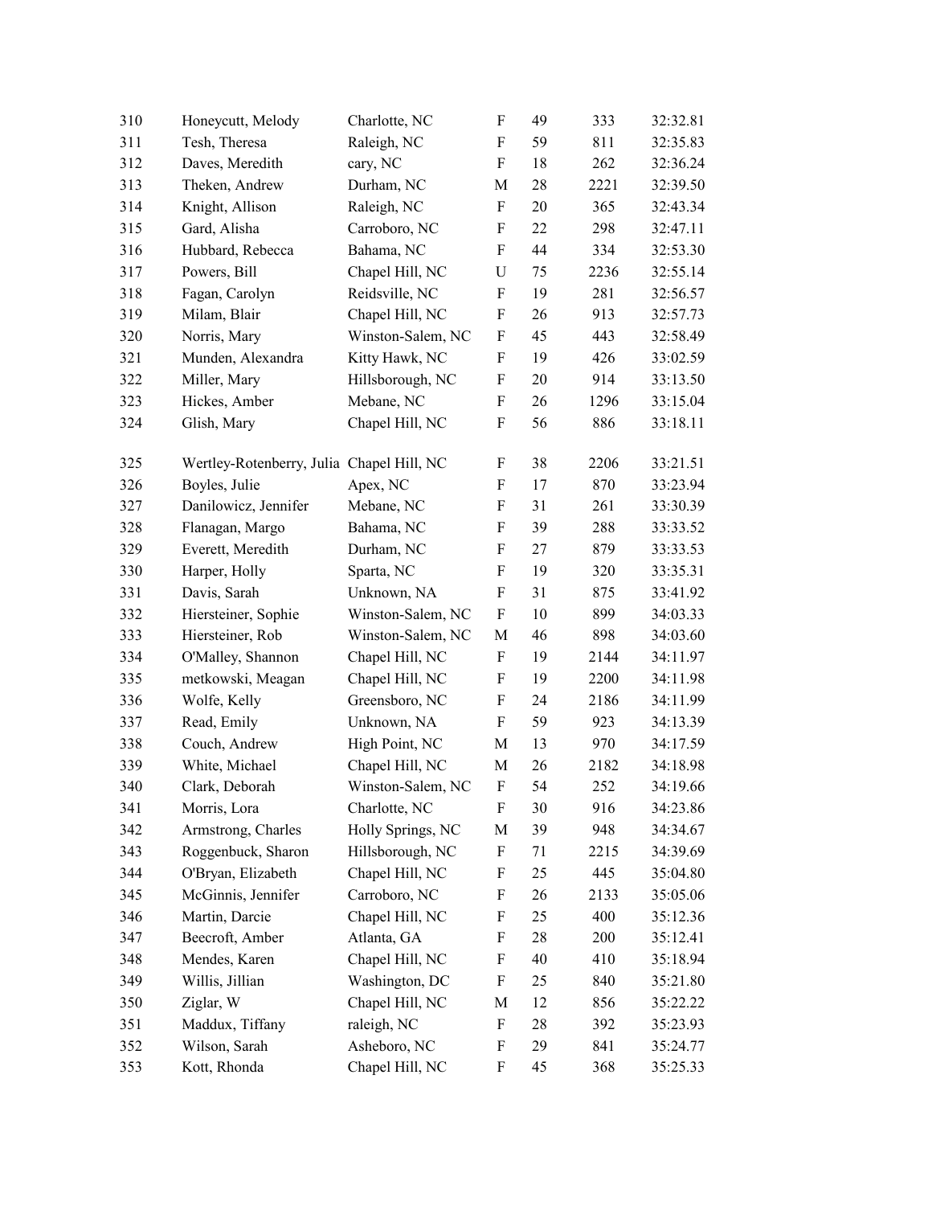| | | | | | | |
|---|---|---|---|---|---|---|
| 310 | Honeycutt, Melody | Charlotte, NC | F | 49 | 333 | 32:32.81 |
| 311 | Tesh, Theresa | Raleigh, NC | F | 59 | 811 | 32:35.83 |
| 312 | Daves, Meredith | cary, NC | F | 18 | 262 | 32:36.24 |
| 313 | Theken, Andrew | Durham, NC | M | 28 | 2221 | 32:39.50 |
| 314 | Knight, Allison | Raleigh, NC | F | 20 | 365 | 32:43.34 |
| 315 | Gard, Alisha | Carroboro, NC | F | 22 | 298 | 32:47.11 |
| 316 | Hubbard, Rebecca | Bahama, NC | F | 44 | 334 | 32:53.30 |
| 317 | Powers, Bill | Chapel Hill, NC | U | 75 | 2236 | 32:55.14 |
| 318 | Fagan, Carolyn | Reidsville, NC | F | 19 | 281 | 32:56.57 |
| 319 | Milam, Blair | Chapel Hill, NC | F | 26 | 913 | 32:57.73 |
| 320 | Norris, Mary | Winston-Salem, NC | F | 45 | 443 | 32:58.49 |
| 321 | Munden, Alexandra | Kitty Hawk, NC | F | 19 | 426 | 33:02.59 |
| 322 | Miller, Mary | Hillsborough, NC | F | 20 | 914 | 33:13.50 |
| 323 | Hickes, Amber | Mebane, NC | F | 26 | 1296 | 33:15.04 |
| 324 | Glish, Mary | Chapel Hill, NC | F | 56 | 886 | 33:18.11 |
| 325 | Wertley-Rotenberry, Julia | Chapel Hill, NC | F | 38 | 2206 | 33:21.51 |
| 326 | Boyles, Julie | Apex, NC | F | 17 | 870 | 33:23.94 |
| 327 | Danilowicz, Jennifer | Mebane, NC | F | 31 | 261 | 33:30.39 |
| 328 | Flanagan, Margo | Bahama, NC | F | 39 | 288 | 33:33.52 |
| 329 | Everett, Meredith | Durham, NC | F | 27 | 879 | 33:33.53 |
| 330 | Harper, Holly | Sparta, NC | F | 19 | 320 | 33:35.31 |
| 331 | Davis, Sarah | Unknown, NA | F | 31 | 875 | 33:41.92 |
| 332 | Hiersteiner, Sophie | Winston-Salem, NC | F | 10 | 899 | 34:03.33 |
| 333 | Hiersteiner, Rob | Winston-Salem, NC | M | 46 | 898 | 34:03.60 |
| 334 | O'Malley, Shannon | Chapel Hill, NC | F | 19 | 2144 | 34:11.97 |
| 335 | metkowski, Meagan | Chapel Hill, NC | F | 19 | 2200 | 34:11.98 |
| 336 | Wolfe, Kelly | Greensboro, NC | F | 24 | 2186 | 34:11.99 |
| 337 | Read, Emily | Unknown, NA | F | 59 | 923 | 34:13.39 |
| 338 | Couch, Andrew | High Point, NC | M | 13 | 970 | 34:17.59 |
| 339 | White, Michael | Chapel Hill, NC | M | 26 | 2182 | 34:18.98 |
| 340 | Clark, Deborah | Winston-Salem, NC | F | 54 | 252 | 34:19.66 |
| 341 | Morris, Lora | Charlotte, NC | F | 30 | 916 | 34:23.86 |
| 342 | Armstrong, Charles | Holly Springs, NC | M | 39 | 948 | 34:34.67 |
| 343 | Roggenbuck, Sharon | Hillsborough, NC | F | 71 | 2215 | 34:39.69 |
| 344 | O'Bryan, Elizabeth | Chapel Hill, NC | F | 25 | 445 | 35:04.80 |
| 345 | McGinnis, Jennifer | Carroboro, NC | F | 26 | 2133 | 35:05.06 |
| 346 | Martin, Darcie | Chapel Hill, NC | F | 25 | 400 | 35:12.36 |
| 347 | Beecroft, Amber | Atlanta, GA | F | 28 | 200 | 35:12.41 |
| 348 | Mendes, Karen | Chapel Hill, NC | F | 40 | 410 | 35:18.94 |
| 349 | Willis, Jillian | Washington, DC | F | 25 | 840 | 35:21.80 |
| 350 | Ziglar, W | Chapel Hill, NC | M | 12 | 856 | 35:22.22 |
| 351 | Maddux, Tiffany | raleigh, NC | F | 28 | 392 | 35:23.93 |
| 352 | Wilson, Sarah | Asheboro, NC | F | 29 | 841 | 35:24.77 |
| 353 | Kott, Rhonda | Chapel Hill, NC | F | 45 | 368 | 35:25.33 |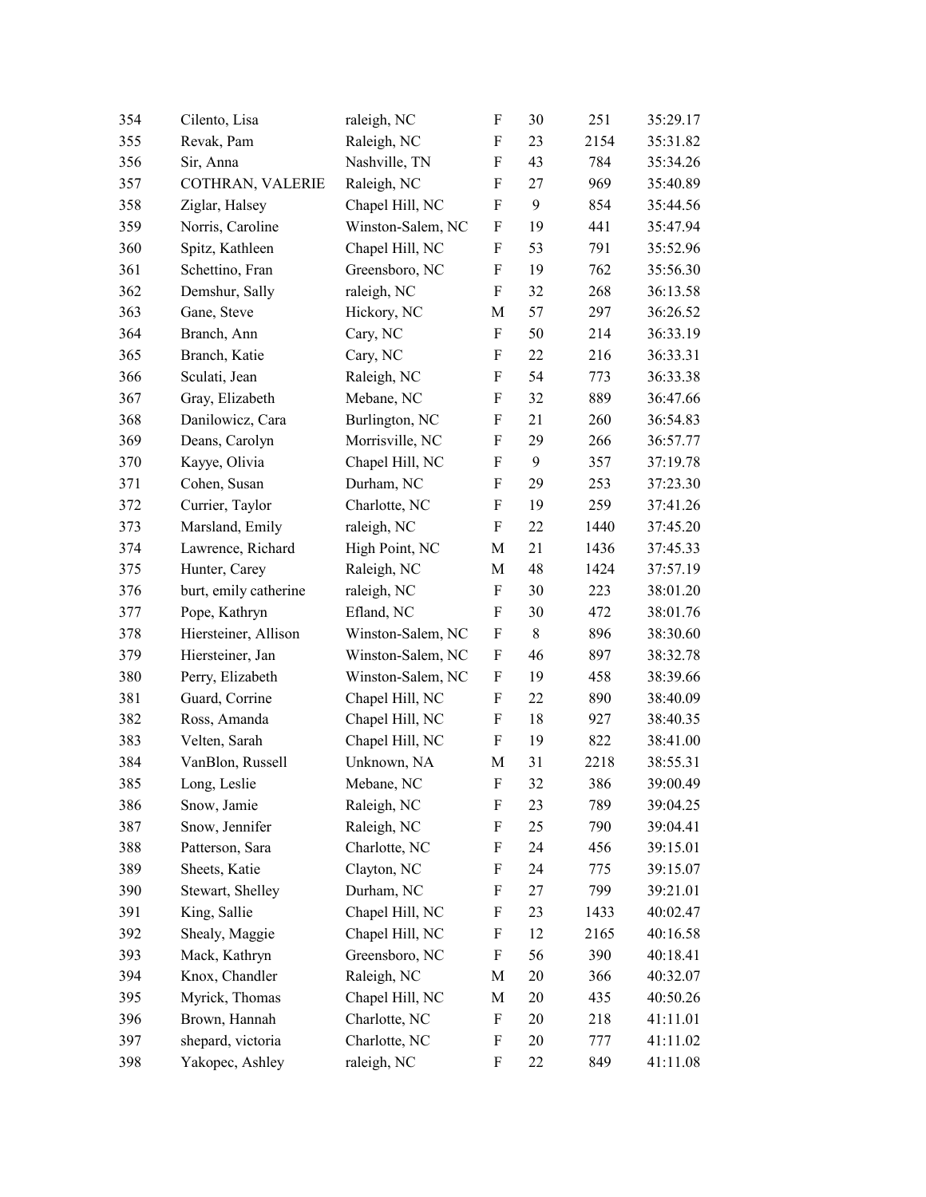| | | | | | | |
|---|---|---|---|---|---|---|
| 354 | Cilento, Lisa | raleigh, NC | F | 30 | 251 | 35:29.17 |
| 355 | Revak, Pam | Raleigh, NC | F | 23 | 2154 | 35:31.82 |
| 356 | Sir, Anna | Nashville, TN | F | 43 | 784 | 35:34.26 |
| 357 | COTHRAN, VALERIE | Raleigh, NC | F | 27 | 969 | 35:40.89 |
| 358 | Ziglar, Halsey | Chapel Hill, NC | F | 9 | 854 | 35:44.56 |
| 359 | Norris, Caroline | Winston-Salem, NC | F | 19 | 441 | 35:47.94 |
| 360 | Spitz, Kathleen | Chapel Hill, NC | F | 53 | 791 | 35:52.96 |
| 361 | Schettino, Fran | Greensboro, NC | F | 19 | 762 | 35:56.30 |
| 362 | Demshur, Sally | raleigh, NC | F | 32 | 268 | 36:13.58 |
| 363 | Gane, Steve | Hickory, NC | M | 57 | 297 | 36:26.52 |
| 364 | Branch, Ann | Cary, NC | F | 50 | 214 | 36:33.19 |
| 365 | Branch, Katie | Cary, NC | F | 22 | 216 | 36:33.31 |
| 366 | Sculati, Jean | Raleigh, NC | F | 54 | 773 | 36:33.38 |
| 367 | Gray, Elizabeth | Mebane, NC | F | 32 | 889 | 36:47.66 |
| 368 | Danilowicz, Cara | Burlington, NC | F | 21 | 260 | 36:54.83 |
| 369 | Deans, Carolyn | Morrisville, NC | F | 29 | 266 | 36:57.77 |
| 370 | Kayye, Olivia | Chapel Hill, NC | F | 9 | 357 | 37:19.78 |
| 371 | Cohen, Susan | Durham, NC | F | 29 | 253 | 37:23.30 |
| 372 | Currier, Taylor | Charlotte, NC | F | 19 | 259 | 37:41.26 |
| 373 | Marsland, Emily | raleigh, NC | F | 22 | 1440 | 37:45.20 |
| 374 | Lawrence, Richard | High Point, NC | M | 21 | 1436 | 37:45.33 |
| 375 | Hunter, Carey | Raleigh, NC | M | 48 | 1424 | 37:57.19 |
| 376 | burt, emily catherine | raleigh, NC | F | 30 | 223 | 38:01.20 |
| 377 | Pope, Kathryn | Efland, NC | F | 30 | 472 | 38:01.76 |
| 378 | Hiersteiner, Allison | Winston-Salem, NC | F | 8 | 896 | 38:30.60 |
| 379 | Hiersteiner, Jan | Winston-Salem, NC | F | 46 | 897 | 38:32.78 |
| 380 | Perry, Elizabeth | Winston-Salem, NC | F | 19 | 458 | 38:39.66 |
| 381 | Guard, Corrine | Chapel Hill, NC | F | 22 | 890 | 38:40.09 |
| 382 | Ross, Amanda | Chapel Hill, NC | F | 18 | 927 | 38:40.35 |
| 383 | Velten, Sarah | Chapel Hill, NC | F | 19 | 822 | 38:41.00 |
| 384 | VanBlon, Russell | Unknown, NA | M | 31 | 2218 | 38:55.31 |
| 385 | Long, Leslie | Mebane, NC | F | 32 | 386 | 39:00.49 |
| 386 | Snow, Jamie | Raleigh, NC | F | 23 | 789 | 39:04.25 |
| 387 | Snow, Jennifer | Raleigh, NC | F | 25 | 790 | 39:04.41 |
| 388 | Patterson, Sara | Charlotte, NC | F | 24 | 456 | 39:15.01 |
| 389 | Sheets, Katie | Clayton, NC | F | 24 | 775 | 39:15.07 |
| 390 | Stewart, Shelley | Durham, NC | F | 27 | 799 | 39:21.01 |
| 391 | King, Sallie | Chapel Hill, NC | F | 23 | 1433 | 40:02.47 |
| 392 | Shealy, Maggie | Chapel Hill, NC | F | 12 | 2165 | 40:16.58 |
| 393 | Mack, Kathryn | Greensboro, NC | F | 56 | 390 | 40:18.41 |
| 394 | Knox, Chandler | Raleigh, NC | M | 20 | 366 | 40:32.07 |
| 395 | Myrick, Thomas | Chapel Hill, NC | M | 20 | 435 | 40:50.26 |
| 396 | Brown, Hannah | Charlotte, NC | F | 20 | 218 | 41:11.01 |
| 397 | shepard, victoria | Charlotte, NC | F | 20 | 777 | 41:11.02 |
| 398 | Yakopec, Ashley | raleigh, NC | F | 22 | 849 | 41:11.08 |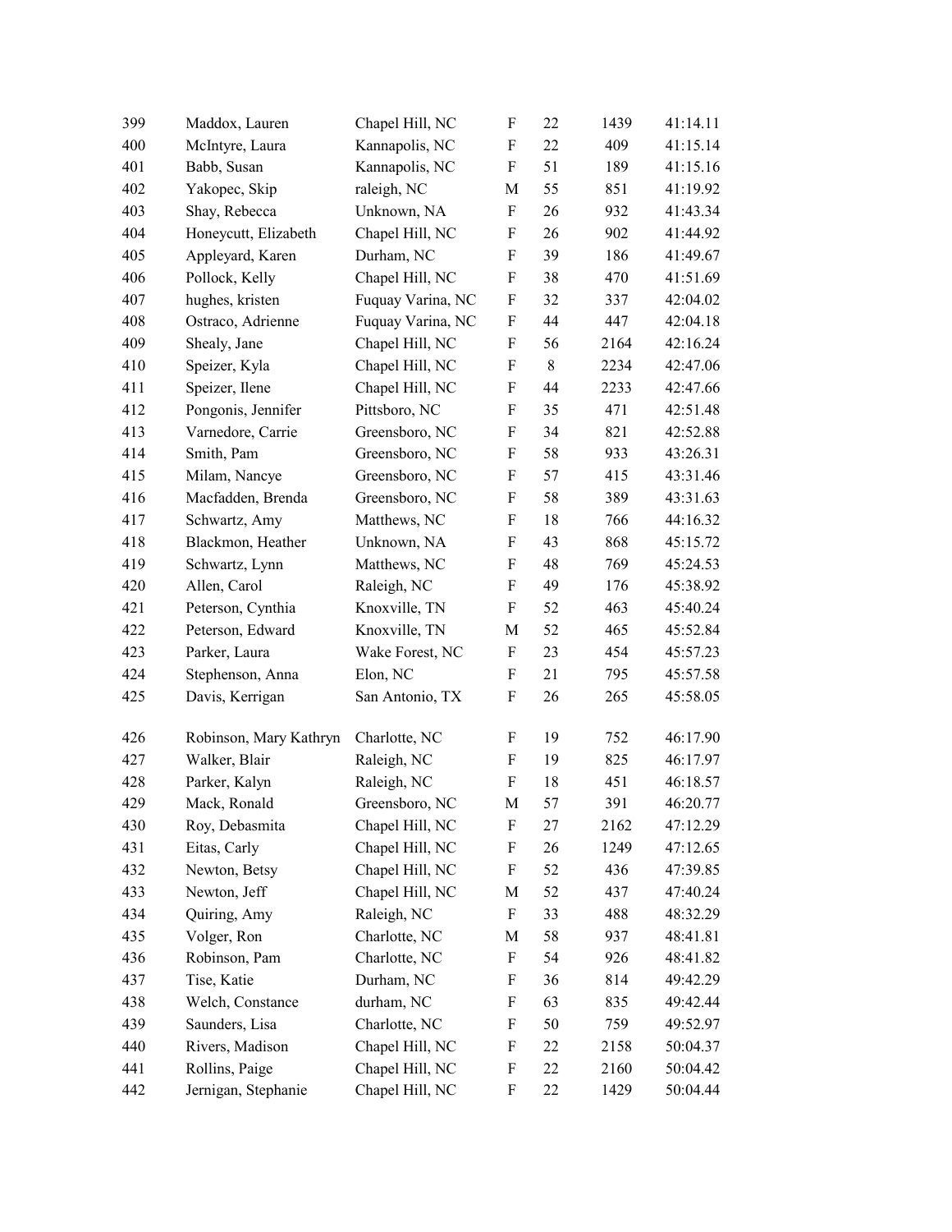| | | | | | | |
|---|---|---|---|---|---|---|
| 399 | Maddox, Lauren | Chapel Hill, NC | F | 22 | 1439 | 41:14.11 |
| 400 | McIntyre, Laura | Kannapolis, NC | F | 22 | 409 | 41:15.14 |
| 401 | Babb, Susan | Kannapolis, NC | F | 51 | 189 | 41:15.16 |
| 402 | Yakopec, Skip | raleigh, NC | M | 55 | 851 | 41:19.92 |
| 403 | Shay, Rebecca | Unknown, NA | F | 26 | 932 | 41:43.34 |
| 404 | Honeycutt, Elizabeth | Chapel Hill, NC | F | 26 | 902 | 41:44.92 |
| 405 | Appleyard, Karen | Durham, NC | F | 39 | 186 | 41:49.67 |
| 406 | Pollock, Kelly | Chapel Hill, NC | F | 38 | 470 | 41:51.69 |
| 407 | hughes, kristen | Fuquay Varina, NC | F | 32 | 337 | 42:04.02 |
| 408 | Ostraco, Adrienne | Fuquay Varina, NC | F | 44 | 447 | 42:04.18 |
| 409 | Shealy, Jane | Chapel Hill, NC | F | 56 | 2164 | 42:16.24 |
| 410 | Speizer, Kyla | Chapel Hill, NC | F | 8 | 2234 | 42:47.06 |
| 411 | Speizer, Ilene | Chapel Hill, NC | F | 44 | 2233 | 42:47.66 |
| 412 | Pongonis, Jennifer | Pittsboro, NC | F | 35 | 471 | 42:51.48 |
| 413 | Varnedore, Carrie | Greensboro, NC | F | 34 | 821 | 42:52.88 |
| 414 | Smith, Pam | Greensboro, NC | F | 58 | 933 | 43:26.31 |
| 415 | Milam, Nancye | Greensboro, NC | F | 57 | 415 | 43:31.46 |
| 416 | Macfadden, Brenda | Greensboro, NC | F | 58 | 389 | 43:31.63 |
| 417 | Schwartz, Amy | Matthews, NC | F | 18 | 766 | 44:16.32 |
| 418 | Blackmon, Heather | Unknown, NA | F | 43 | 868 | 45:15.72 |
| 419 | Schwartz, Lynn | Matthews, NC | F | 48 | 769 | 45:24.53 |
| 420 | Allen, Carol | Raleigh, NC | F | 49 | 176 | 45:38.92 |
| 421 | Peterson, Cynthia | Knoxville, TN | F | 52 | 463 | 45:40.24 |
| 422 | Peterson, Edward | Knoxville, TN | M | 52 | 465 | 45:52.84 |
| 423 | Parker, Laura | Wake Forest, NC | F | 23 | 454 | 45:57.23 |
| 424 | Stephenson, Anna | Elon, NC | F | 21 | 795 | 45:57.58 |
| 425 | Davis, Kerrigan | San Antonio, TX | F | 26 | 265 | 45:58.05 |
| 426 | Robinson, Mary Kathryn | Charlotte, NC | F | 19 | 752 | 46:17.90 |
| 427 | Walker, Blair | Raleigh, NC | F | 19 | 825 | 46:17.97 |
| 428 | Parker, Kalyn | Raleigh, NC | F | 18 | 451 | 46:18.57 |
| 429 | Mack, Ronald | Greensboro, NC | M | 57 | 391 | 46:20.77 |
| 430 | Roy, Debasmita | Chapel Hill, NC | F | 27 | 2162 | 47:12.29 |
| 431 | Eitas, Carly | Chapel Hill, NC | F | 26 | 1249 | 47:12.65 |
| 432 | Newton, Betsy | Chapel Hill, NC | F | 52 | 436 | 47:39.85 |
| 433 | Newton, Jeff | Chapel Hill, NC | M | 52 | 437 | 47:40.24 |
| 434 | Quiring, Amy | Raleigh, NC | F | 33 | 488 | 48:32.29 |
| 435 | Volger, Ron | Charlotte, NC | M | 58 | 937 | 48:41.81 |
| 436 | Robinson, Pam | Charlotte, NC | F | 54 | 926 | 48:41.82 |
| 437 | Tise, Katie | Durham, NC | F | 36 | 814 | 49:42.29 |
| 438 | Welch, Constance | durham, NC | F | 63 | 835 | 49:42.44 |
| 439 | Saunders, Lisa | Charlotte, NC | F | 50 | 759 | 49:52.97 |
| 440 | Rivers, Madison | Chapel Hill, NC | F | 22 | 2158 | 50:04.37 |
| 441 | Rollins, Paige | Chapel Hill, NC | F | 22 | 2160 | 50:04.42 |
| 442 | Jernigan, Stephanie | Chapel Hill, NC | F | 22 | 1429 | 50:04.44 |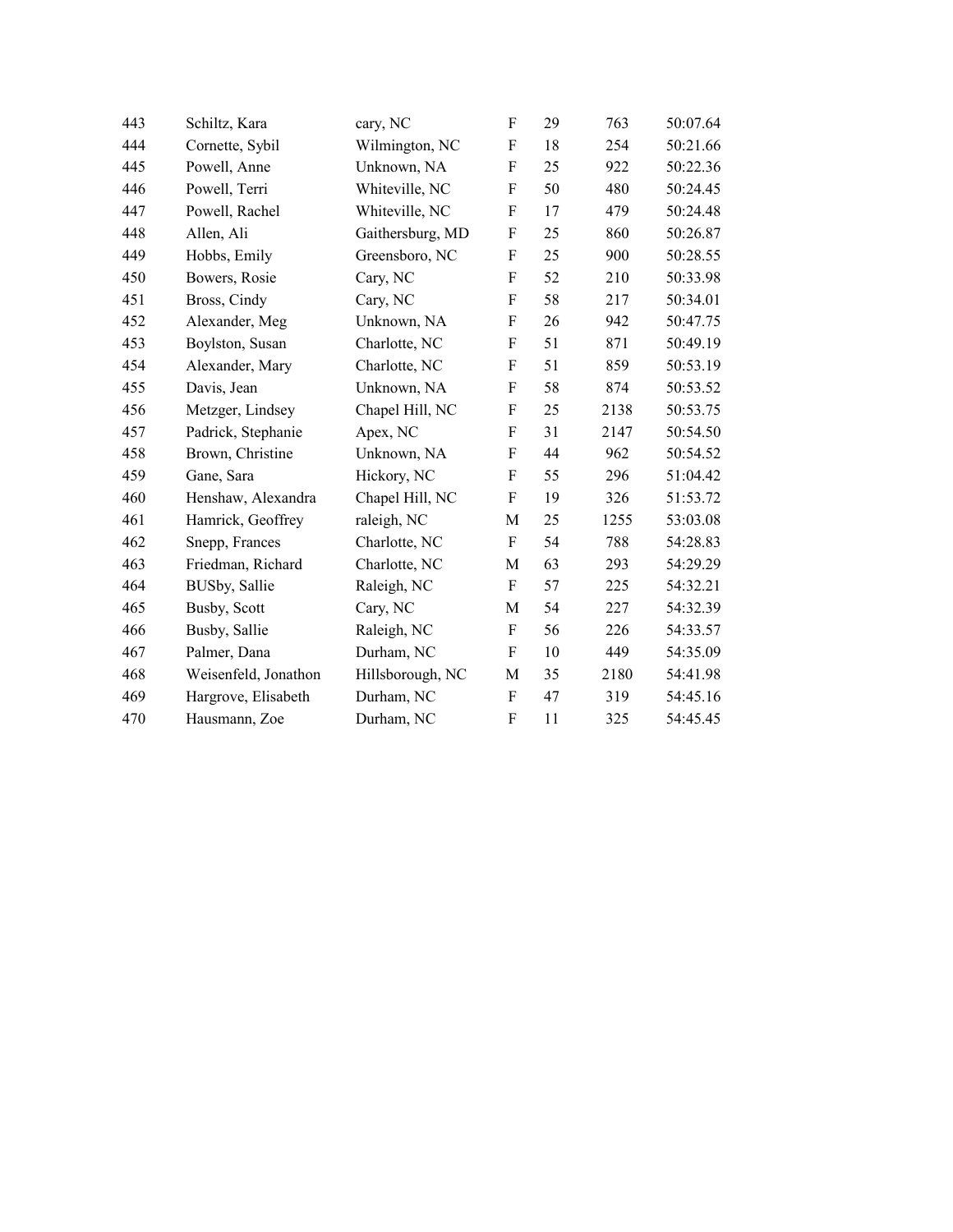| | | | | | | |
|---|---|---|---|---|---|---|
| 443 | Schiltz, Kara | cary, NC | F | 29 | 763 | 50:07.64 |
| 444 | Cornette, Sybil | Wilmington, NC | F | 18 | 254 | 50:21.66 |
| 445 | Powell, Anne | Unknown, NA | F | 25 | 922 | 50:22.36 |
| 446 | Powell, Terri | Whiteville, NC | F | 50 | 480 | 50:24.45 |
| 447 | Powell, Rachel | Whiteville, NC | F | 17 | 479 | 50:24.48 |
| 448 | Allen, Ali | Gaithersburg, MD | F | 25 | 860 | 50:26.87 |
| 449 | Hobbs, Emily | Greensboro, NC | F | 25 | 900 | 50:28.55 |
| 450 | Bowers, Rosie | Cary, NC | F | 52 | 210 | 50:33.98 |
| 451 | Bross, Cindy | Cary, NC | F | 58 | 217 | 50:34.01 |
| 452 | Alexander, Meg | Unknown, NA | F | 26 | 942 | 50:47.75 |
| 453 | Boylston, Susan | Charlotte, NC | F | 51 | 871 | 50:49.19 |
| 454 | Alexander, Mary | Charlotte, NC | F | 51 | 859 | 50:53.19 |
| 455 | Davis, Jean | Unknown, NA | F | 58 | 874 | 50:53.52 |
| 456 | Metzger, Lindsey | Chapel Hill, NC | F | 25 | 2138 | 50:53.75 |
| 457 | Padrick, Stephanie | Apex, NC | F | 31 | 2147 | 50:54.50 |
| 458 | Brown, Christine | Unknown, NA | F | 44 | 962 | 50:54.52 |
| 459 | Gane, Sara | Hickory, NC | F | 55 | 296 | 51:04.42 |
| 460 | Henshaw, Alexandra | Chapel Hill, NC | F | 19 | 326 | 51:53.72 |
| 461 | Hamrick, Geoffrey | raleigh, NC | M | 25 | 1255 | 53:03.08 |
| 462 | Snepp, Frances | Charlotte, NC | F | 54 | 788 | 54:28.83 |
| 463 | Friedman, Richard | Charlotte, NC | M | 63 | 293 | 54:29.29 |
| 464 | BUSby, Sallie | Raleigh, NC | F | 57 | 225 | 54:32.21 |
| 465 | Busby, Scott | Cary, NC | M | 54 | 227 | 54:32.39 |
| 466 | Busby, Sallie | Raleigh, NC | F | 56 | 226 | 54:33.57 |
| 467 | Palmer, Dana | Durham, NC | F | 10 | 449 | 54:35.09 |
| 468 | Weisenfeld, Jonathon | Hillsborough, NC | M | 35 | 2180 | 54:41.98 |
| 469 | Hargrove, Elisabeth | Durham, NC | F | 47 | 319 | 54:45.16 |
| 470 | Hausmann, Zoe | Durham, NC | F | 11 | 325 | 54:45.45 |